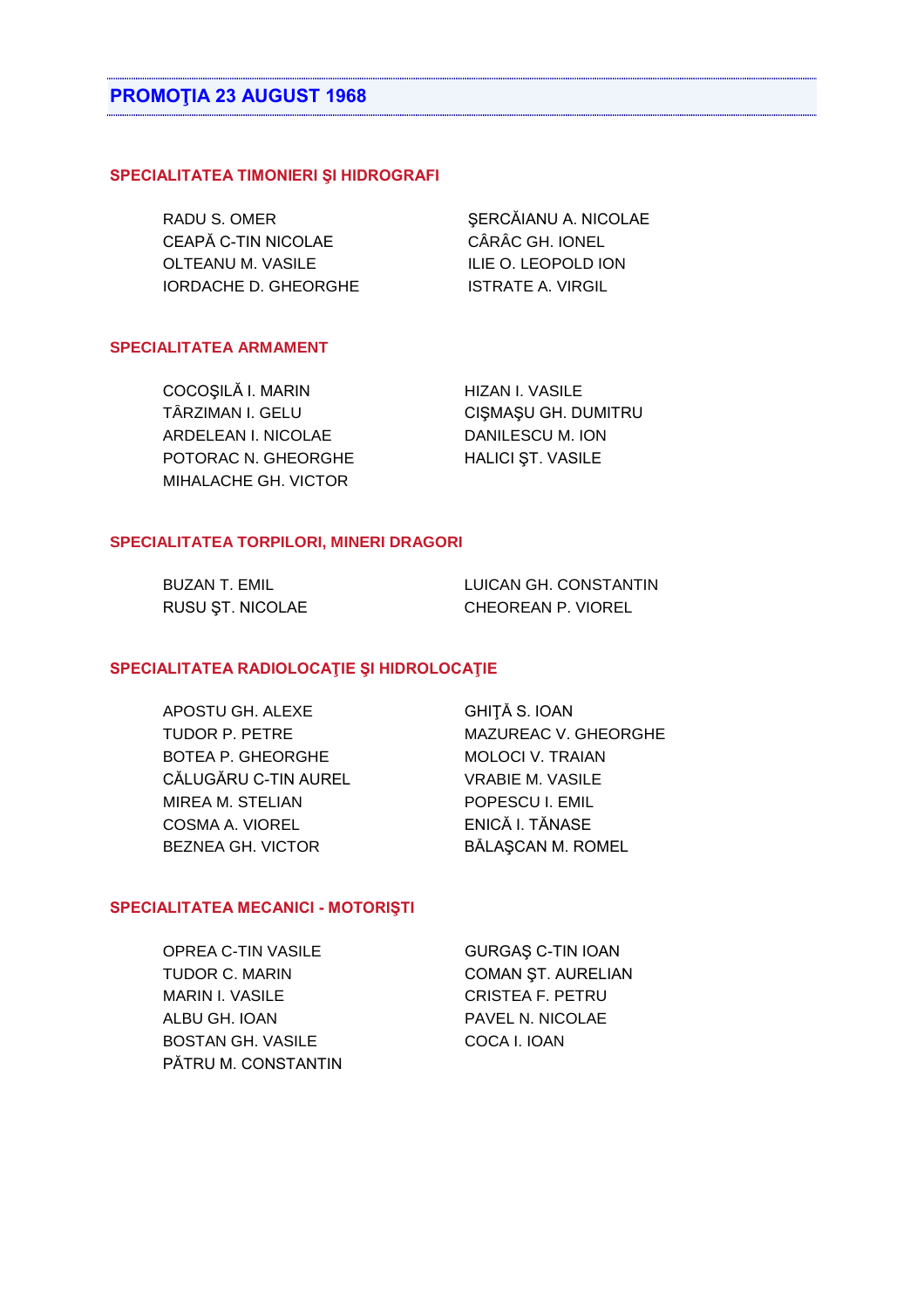## PROMOŢIA 23 AUGUST 1968

### SPECIALITATEA TIMONIERI ŞI HIDROGRAFI

RADU S. OMER
CEAPĂ C-TIN NICOLAE
OLTEANU M. VASILE
IORDACHE D. GHEORGHE
ŞERCĂIANU A. NICOLAE
CÂRÂC GH. IONEL
ILIE O. LEOPOLD ION
ISTRATE A. VIRGIL

### SPECIALITATEA ARMAMENT

COCOŞILĂ I. MARIN
TÂRZIMAN I. GELU
ARDELEAN I. NICOLAE
POTORAC N. GHEORGHE
MIHALACHE GH. VICTOR
HIZAN I. VASILE
CIŞMAŞU GH. DUMITRU
DANILESCU M. ION
HALICI ŞT. VASILE

### SPECIALITATEA TORPILORI, MINERI DRAGORI

BUZAN T. EMIL
RUSU ŞT. NICOLAE
LUICAN GH. CONSTANTIN
CHEOREAN P. VIOREL

### SPECIALITATEA RADIOLOCAŢIE ŞI HIDROLOCAŢIE

APOSTU GH. ALEXE
TUDOR P. PETRE
BOTEA P. GHEORGHE
CĂLUGĂRU C-TIN AUREL
MIREA M. STELIAN
COSMA A. VIOREL
BEZNEA GH. VICTOR
GHIŢĂ S. IOAN
MAZUREAC V. GHEORGHE
MOLOCI V. TRAIAN
VRABIE M. VASILE
POPESCU I. EMIL
ENICĂ I. TĂNASE
BĂLAŞCAN M. ROMEL

### SPECIALITATEA MECANICI - MOTORIŞTI

OPREA C-TIN VASILE
TUDOR C. MARIN
MARIN I. VASILE
ALBU GH. IOAN
BOSTAN GH. VASILE
PĂTRU M. CONSTANTIN
GURGAŞ C-TIN IOAN
COMAN ŞT. AURELIAN
CRISTEA F. PETRU
PAVEL N. NICOLAE
COCA I. IOAN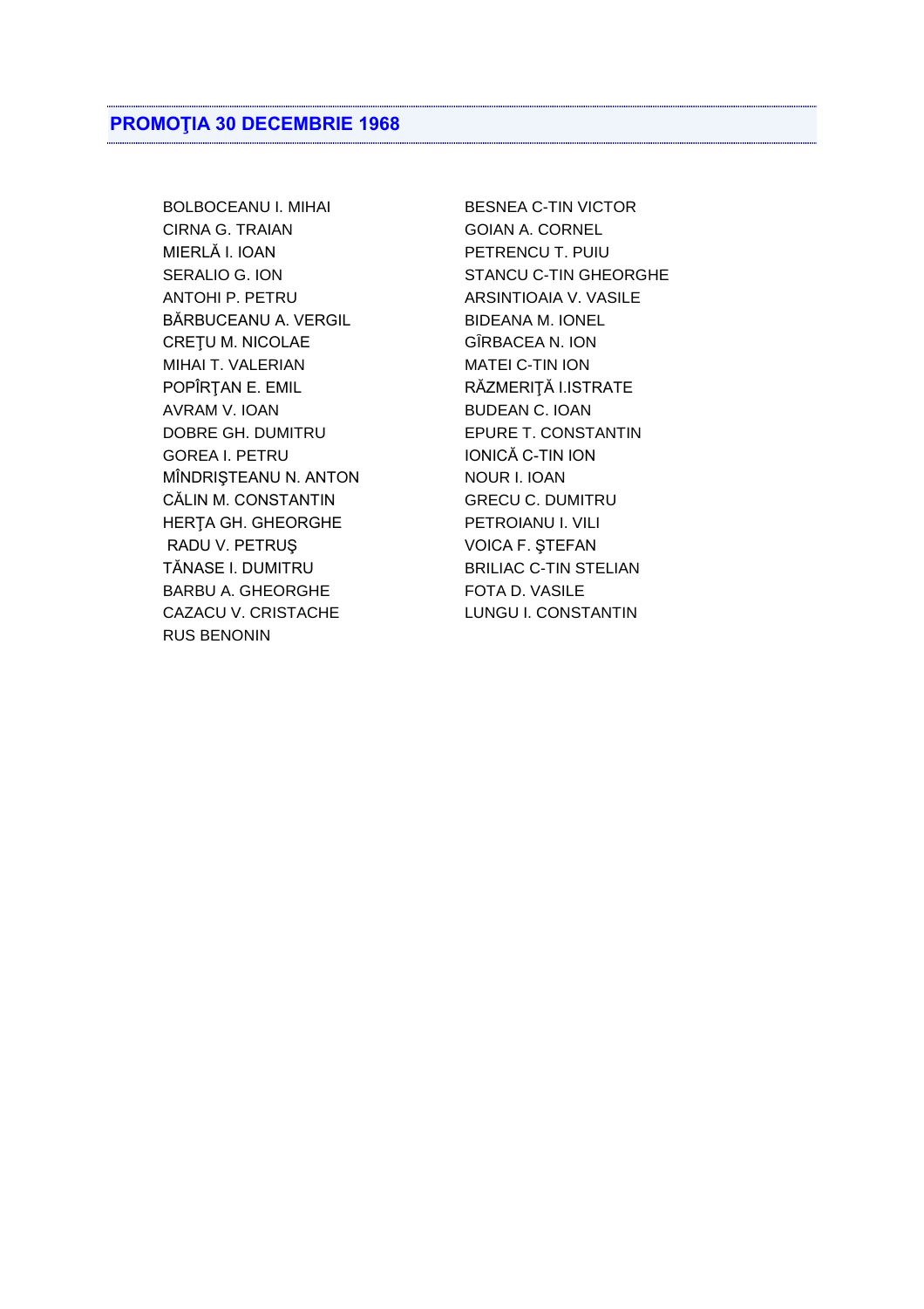## PROMOŢIA 30 DECEMBRIE 1968

BOLBOCEANU I. MIHAI
CIRNA G. TRAIAN
MIERLĂ I. IOAN
SERALIO G. ION
ANTOHI P. PETRU
BĂRBUCEANU A. VERGIL
CREŢU M. NICOLAE
MIHAI T. VALERIAN
POPÎRŢAN E. EMIL
AVRAM V. IOAN
DOBRE GH. DUMITRU
GOREA I. PETRU
MÎNDRIŞTEANU N. ANTON
CĂLIN M. CONSTANTIN
HERŢA GH. GHEORGHE
RADU V. PETRUŞ
TĂNASE I. DUMITRU
BARBU A. GHEORGHE
CAZACU V. CRISTACHE
RUS BENONIN
BESNEA C-TIN VICTOR
GOIAN A. CORNEL
PETRENCU T. PUIU
STANCU C-TIN GHEORGHE
ARSINTIOAIA V. VASILE
BIDEANA M. IONEL
GÎRBACEA N. ION
MATEI C-TIN ION
RĂZMERIŢĂ I.ISTRATE
BUDEAN C. IOAN
EPURE T. CONSTANTIN
IONICĂ C-TIN ION
NOUR I. IOAN
GRECU C. DUMITRU
PETROIANU I. VILI
VOICA F. ŞTEFAN
BRILIAC C-TIN STELIAN
FOTA D. VASILE
LUNGU I. CONSTANTIN